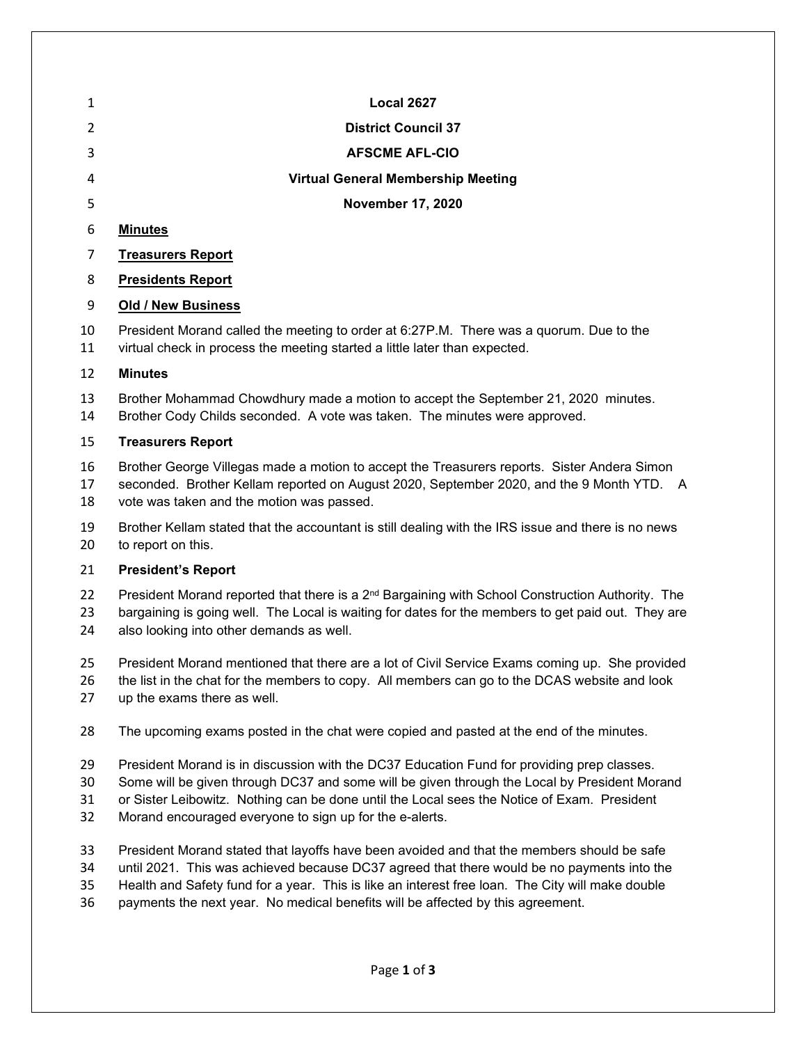**Local 2627**

**District Council 37**

**AFSCME AFL-CIO**

**Virtual General Membership Meeting**

**November 17, 2020**

**<u>Minutes</u>**

**<u>Treasurers Report</u>**

**<u>Presidents Report</u>**

**<u>Old / New Business</u>**

President Morand called the meeting to order at 6:27P.M. There was a quorum. Due to the virtual check in process the meeting started a little later than expected.

**Minutes**

Brother Mohammad Chowdhury made a motion to accept the September 21, 2020 minutes. Brother Cody Childs seconded. A vote was taken. The minutes were approved.

**Treasurers Report**

Brother George Villegas made a motion to accept the Treasurers reports. Sister Andera Simon seconded. Brother Kellam reported on August 2020, September 2020, and the 9 Month YTD. A vote was taken and the motion was passed.

Brother Kellam stated that the accountant is still dealing with the IRS issue and there is no news to report on this.

**President's Report**

President Morand reported that there is a 2nd Bargaining with School Construction Authority. The bargaining is going well. The Local is waiting for dates for the members to get paid out. They are also looking into other demands as well.

President Morand mentioned that there are a lot of Civil Service Exams coming up. She provided the list in the chat for the members to copy. All members can go to the DCAS website and look up the exams there as well.

The upcoming exams posted in the chat were copied and pasted at the end of the minutes.

President Morand is in discussion with the DC37 Education Fund for providing prep classes. Some will be given through DC37 and some will be given through the Local by President Morand or Sister Leibowitz. Nothing can be done until the Local sees the Notice of Exam. President Morand encouraged everyone to sign up for the e-alerts.

President Morand stated that layoffs have been avoided and that the members should be safe until 2021. This was achieved because DC37 agreed that there would be no payments into the Health and Safety fund for a year. This is like an interest free loan. The City will make double payments the next year. No medical benefits will be affected by this agreement.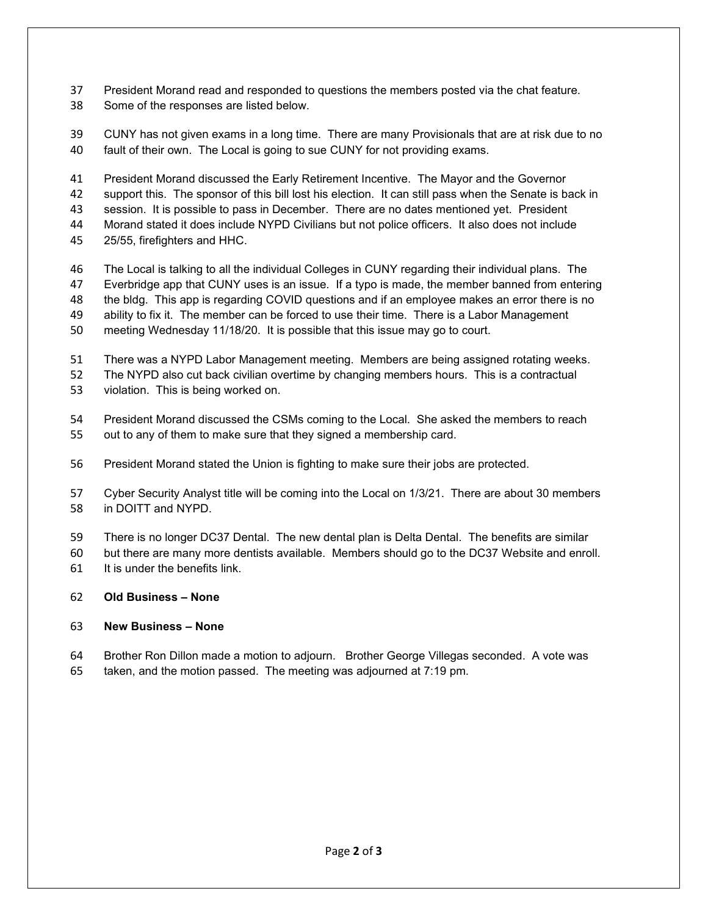President Morand read and responded to questions the members posted via the chat feature. Some of the responses are listed below.

CUNY has not given exams in a long time. There are many Provisionals that are at risk due to no fault of their own. The Local is going to sue CUNY for not providing exams.

President Morand discussed the Early Retirement Incentive. The Mayor and the Governor support this. The sponsor of this bill lost his election. It can still pass when the Senate is back in session. It is possible to pass in December. There are no dates mentioned yet. President Morand stated it does include NYPD Civilians but not police officers. It also does not include 25/55, firefighters and HHC.

The Local is talking to all the individual Colleges in CUNY regarding their individual plans. The Everbridge app that CUNY uses is an issue. If a typo is made, the member banned from entering the bldg. This app is regarding COVID questions and if an employee makes an error there is no ability to fix it. The member can be forced to use their time. There is a Labor Management meeting Wednesday 11/18/20. It is possible that this issue may go to court.

There was a NYPD Labor Management meeting. Members are being assigned rotating weeks. The NYPD also cut back civilian overtime by changing members hours. This is a contractual violation. This is being worked on.

President Morand discussed the CSMs coming to the Local. She asked the members to reach out to any of them to make sure that they signed a membership card.

President Morand stated the Union is fighting to make sure their jobs are protected.

Cyber Security Analyst title will be coming into the Local on 1/3/21. There are about 30 members in DOITT and NYPD.

There is no longer DC37 Dental. The new dental plan is Delta Dental. The benefits are similar but there are many more dentists available. Members should go to the DC37 Website and enroll. It is under the benefits link.

**Old Business – None**

**New Business – None**

Brother Ron Dillon made a motion to adjourn. Brother George Villegas seconded. A vote was taken, and the motion passed. The meeting was adjourned at 7:19 pm.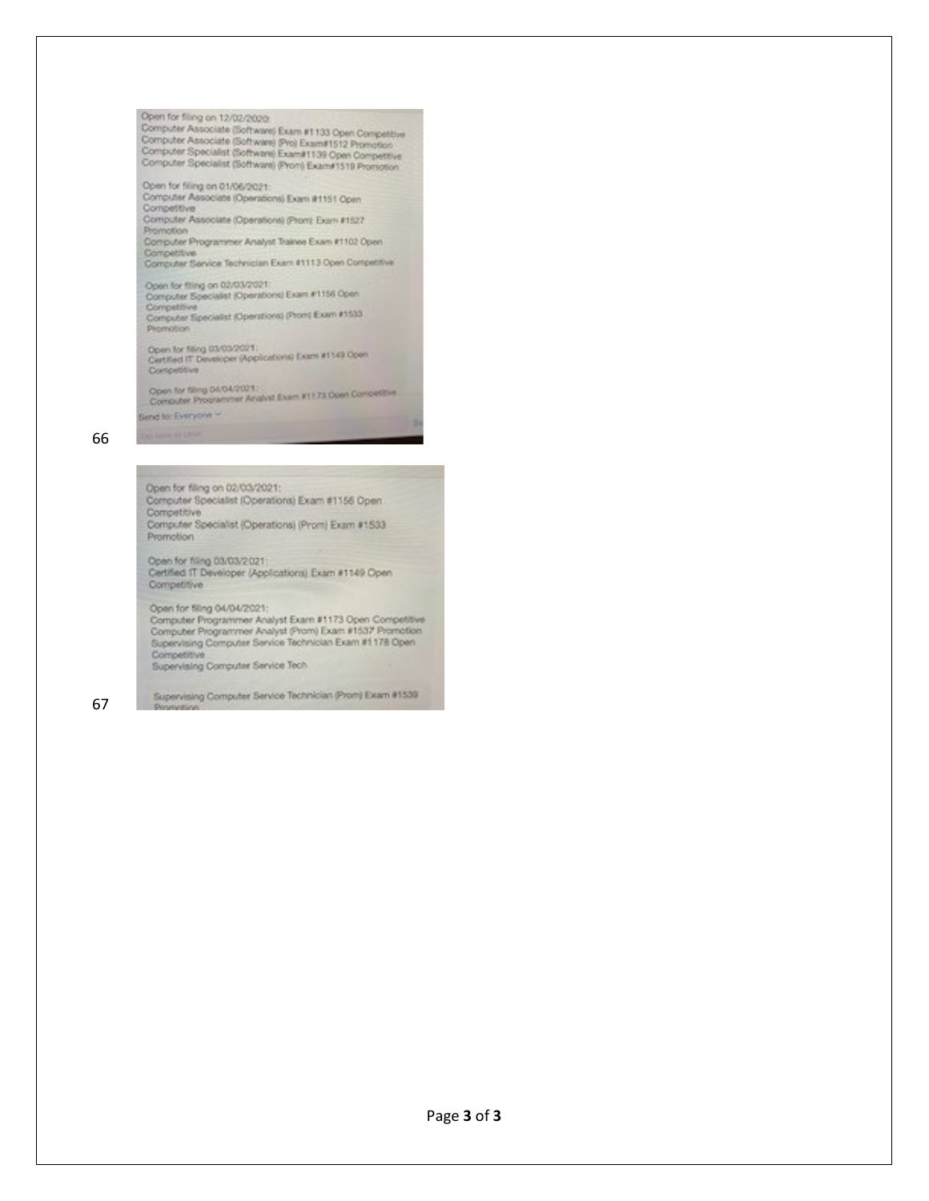66

Open for filing on 12/02/2020:
Computer Associate (Software) Exam #1133 Open Competitive
Computer Associate (Software) (Pro) Exam#1512 Promotion
Computer Specialist (Software) Exam#1139 Open Competitive
Computer Specialist (Software) (Prom) Exam#1519 Promotion

Open for filing on 01/06/2021:
Computer Associate (Operations) Exam #1151 Open Competitive
Computer Associate (Operations) (Prom) Exam #1527 Promotion
Computer Programmer Analyst Trainee Exam #1102 Open Competitive
Computer Service Technician Exam #1113 Open Competitive

Open for filing on 02/03/2021:
Computer Specialist (Operations) Exam #1156 Open Competitive
Computer Specialist (Operations) (Prom) Exam #1533 Promotion

Open for filing 03/03/2021:
Certified IT Developer (Applications) Exam #1149 Open Competitive

Open for filing 04/04/2021:
Computer Programmer Analyst Exam #1173 Open Competitive

Send to: Everyone

67

Open for filing on 02/03/2021:
Computer Specialist (Operations) Exam #1156 Open Competitive
Computer Specialist (Operations) (Prom) Exam #1533 Promotion

Open for filing 03/03/2021:
Certified IT Developer (Applications) Exam #1149 Open Competitive

Open for filing 04/04/2021:
Computer Programmer Analyst Exam #1173 Open Competitive
Computer Programmer Analyst (Prom) Exam #1537 Promotion
Supervising Computer Service Technician Exam #1178 Open Competitive
Supervising Computer Service Tech

Supervising Computer Service Technician (Prom) Exam #1539 Promotion